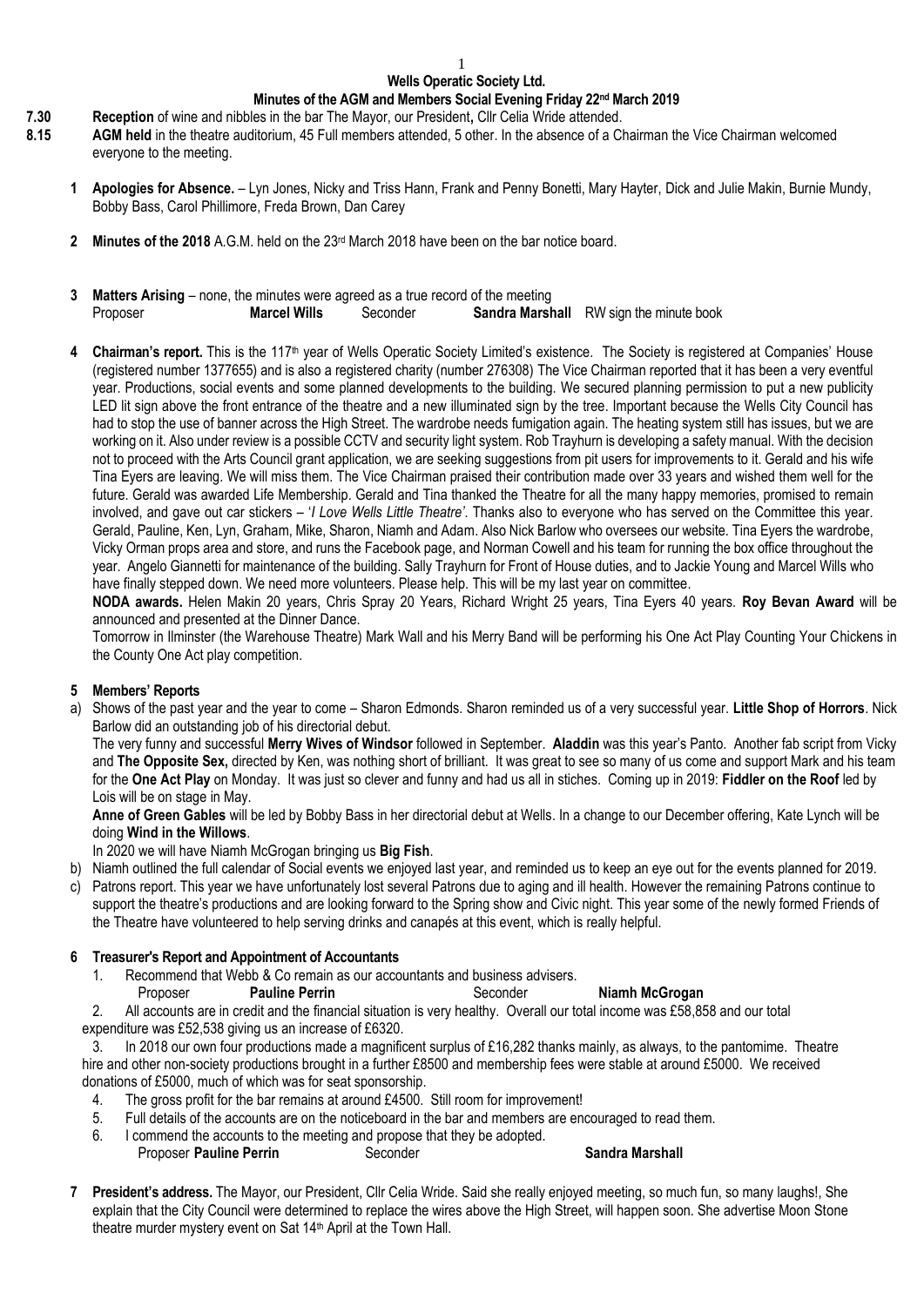# Wells Operatic Society Ltd.

## Minutes of the AGM and Members Social Evening Friday 22nd March 2019

**7.30** **Reception** of wine and nibbles in the bar The Mayor, our President**,** Cllr Celia Wride attended.

**8.15** **AGM held** in the theatre auditorium, 45 Full members attended, 5 other. In the absence of a Chairman the Vice Chairman welcomed everyone to the meeting.

**1 Apologies for Absence.** – Lyn Jones, Nicky and Triss Hann, Frank and Penny Bonetti, Mary Hayter, Dick and Julie Makin, Burnie Mundy, Bobby Bass, Carol Phillimore, Freda Brown, Dan Carey

**2 Minutes of the 2018** A.G.M. held on the 23rd March 2018 have been on the bar notice board.

**3 Matters Arising** – none, the minutes were agreed as a true record of the meeting
Proposer **Marcel Wills** Seconder **Sandra Marshall** RW sign the minute book

**4 Chairman's report.** This is the 117th year of Wells Operatic Society Limited's existence. The Society is registered at Companies' House (registered number 1377655) and is also a registered charity (number 276308) The Vice Chairman reported that it has been a very eventful year. Productions, social events and some planned developments to the building. We secured planning permission to put a new publicity LED lit sign above the front entrance of the theatre and a new illuminated sign by the tree. Important because the Wells City Council has had to stop the use of banner across the High Street. The wardrobe needs fumigation again. The heating system still has issues, but we are working on it. Also under review is a possible CCTV and security light system. Rob Trayhurn is developing a safety manual. With the decision not to proceed with the Arts Council grant application, we are seeking suggestions from pit users for improvements to it. Gerald and his wife Tina Eyers are leaving. We will miss them. The Vice Chairman praised their contribution made over 33 years and wished them well for the future. Gerald was awarded Life Membership. Gerald and Tina thanked the Theatre for all the many happy memories, promised to remain involved, and gave out car stickers – '*I Love Wells Little Theatre'*. Thanks also to everyone who has served on the Committee this year. Gerald, Pauline, Ken, Lyn, Graham, Mike, Sharon, Niamh and Adam. Also Nick Barlow who oversees our website. Tina Eyers the wardrobe, Vicky Orman props area and store, and runs the Facebook page, and Norman Cowell and his team for running the box office throughout the year. Angelo Giannetti for maintenance of the building. Sally Trayhurn for Front of House duties, and to Jackie Young and Marcel Wills who have finally stepped down. We need more volunteers. Please help. This will be my last year on committee.

**NODA awards.** Helen Makin 20 years, Chris Spray 20 Years, Richard Wright 25 years, Tina Eyers 40 years. **Roy Bevan Award** will be announced and presented at the Dinner Dance.

Tomorrow in Ilminster (the Warehouse Theatre) Mark Wall and his Merry Band will be performing his One Act Play Counting Your Chickens in the County One Act play competition.

**5 Members' Reports**

a) Shows of the past year and the year to come – Sharon Edmonds. Sharon reminded us of a very successful year. **Little Shop of Horrors**. Nick Barlow did an outstanding job of his directorial debut.

The very funny and successful **Merry Wives of Windsor** followed in September. **Aladdin** was this year's Panto. Another fab script from Vicky and **The Opposite Sex,** directed by Ken, was nothing short of brilliant. It was great to see so many of us come and support Mark and his team for the **One Act Play** on Monday. It was just so clever and funny and had us all in stiches. Coming up in 2019: **Fiddler on the Roof** led by Lois will be on stage in May.

**Anne of Green Gables** will be led by Bobby Bass in her directorial debut at Wells. In a change to our December offering, Kate Lynch will be doing **Wind in the Willows**.

In 2020 we will have Niamh McGrogan bringing us **Big Fish**.

b) Niamh outlined the full calendar of Social events we enjoyed last year, and reminded us to keep an eye out for the events planned for 2019.

c) Patrons report. This year we have unfortunately lost several Patrons due to aging and ill health. However the remaining Patrons continue to support the theatre's productions and are looking forward to the Spring show and Civic night. This year some of the newly formed Friends of the Theatre have volunteered to help serving drinks and canapés at this event, which is really helpful.

**6 Treasurer's Report and Appointment of Accountants**

1. Recommend that Webb & Co remain as our accountants and business advisers.
   Proposer **Pauline Perrin** Seconder **Niamh McGrogan**
2. All accounts are in credit and the financial situation is very healthy. Overall our total income was £58,858 and our total expenditure was £52,538 giving us an increase of £6320.
3. In 2018 our own four productions made a magnificent surplus of £16,282 thanks mainly, as always, to the pantomime. Theatre hire and other non-society productions brought in a further £8500 and membership fees were stable at around £5000. We received donations of £5000, much of which was for seat sponsorship.
4. The gross profit for the bar remains at around £4500. Still room for improvement!
5. Full details of the accounts are on the noticeboard in the bar and members are encouraged to read them.
6. I commend the accounts to the meeting and propose that they be adopted.
   Proposer **Pauline Perrin** Seconder **Sandra Marshall**

**7 President's address.** The Mayor, our President, Cllr Celia Wride. Said she really enjoyed meeting, so much fun, so many laughs!, She explain that the City Council were determined to replace the wires above the High Street, will happen soon. She advertise Moon Stone theatre murder mystery event on Sat 14th April at the Town Hall.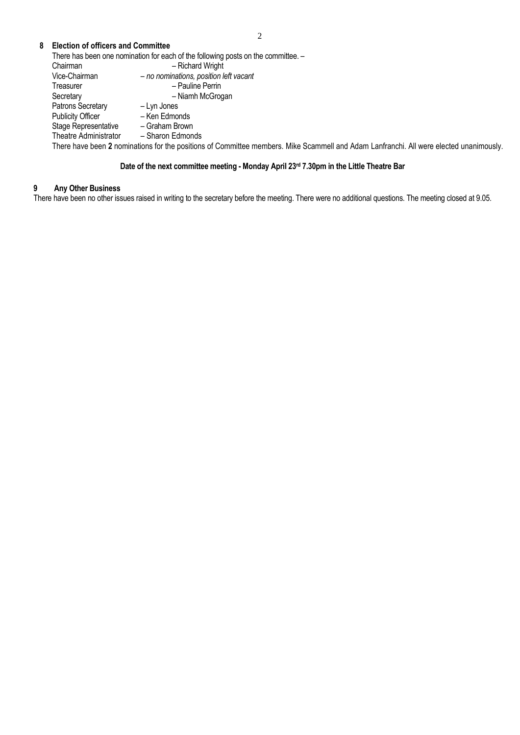## 8 Election of officers and Committee

There has been one nomination for each of the following posts on the committee. –

| | |
|---|---|
| Chairman | – Richard Wright |
| Vice-Chairman | *– no nominations, position left vacant* |
| Treasurer | – Pauline Perrin |
| Secretary | – Niamh McGrogan |
| Patrons Secretary | – Lyn Jones |
| Publicity Officer | – Ken Edmonds |
| Stage Representative | – Graham Brown |
| Theatre Administrator | – Sharon Edmonds |

There have been **2** nominations for the positions of Committee members. Mike Scammell and Adam Lanfranchi. All were elected unanimously.

**Date of the next committee meeting - Monday April 23rd 7.30pm in the Little Theatre Bar**

## 9 Any Other Business

There have been no other issues raised in writing to the secretary before the meeting. There were no additional questions. The meeting closed at 9.05.